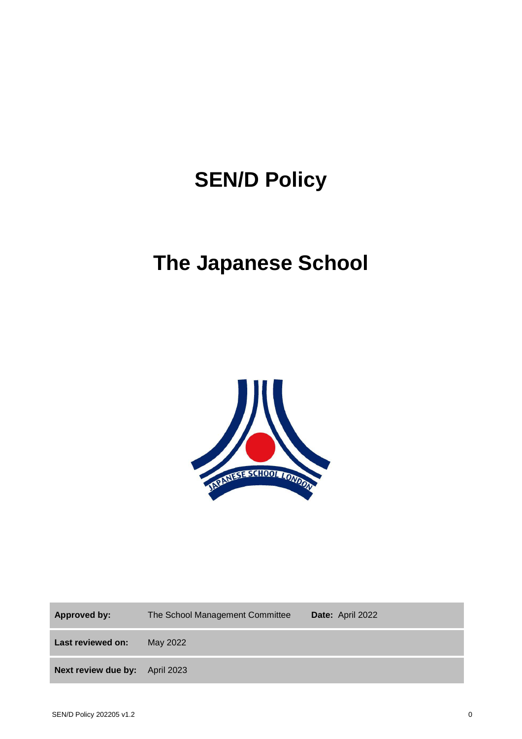# SEN/D Policy

# The Japanese School

| **Approved by:** | The School Management Committee | **Date:** April 2022 |
| --- | --- | --- |
| **Last reviewed on:** | May 2022 | |
| **Next review due by:** | April 2023 | |

SEN/D Policy 202205 v1.2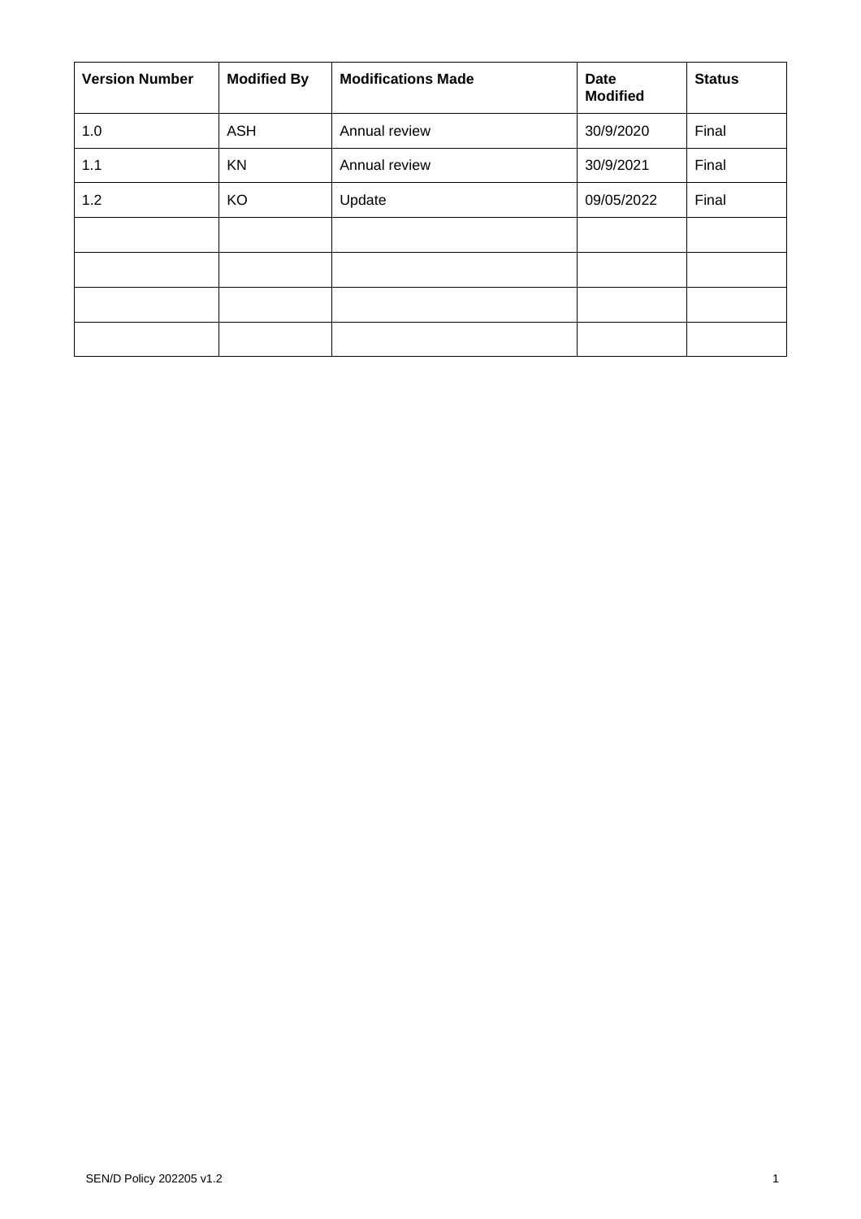| Version Number | Modified By | Modifications Made | Date Modified | Status |
| --- | --- | --- | --- | --- |
| 1.0 | ASH | Annual review | 30/9/2020 | Final |
| 1.1 | KN | Annual review | 30/9/2021 | Final |
| 1.2 | KO | Update | 09/05/2022 | Final |
| | | | | |
| | | | | |
| | | | | |
| | | | | |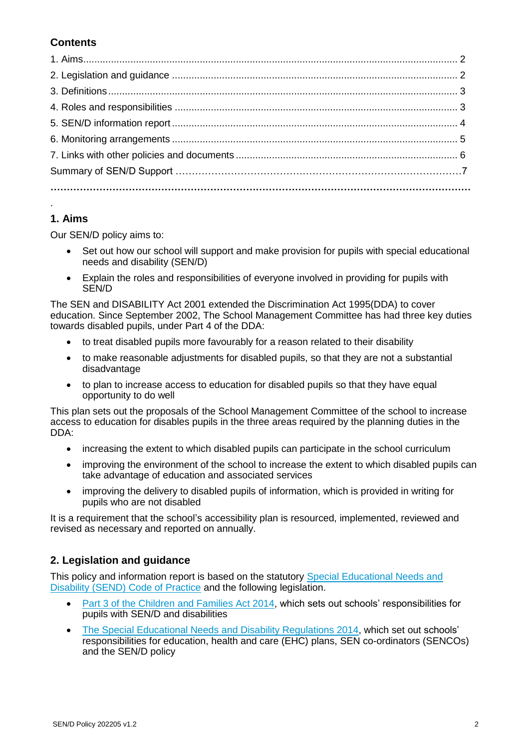## Contents

1. Aims.......................................................................................................................... 2
2. Legislation and guidance ......................................................................................... 2
3. Definitions................................................................................................................. 3
4. Roles and responsibilities ......................................................................................... 3
5. SEN/D information report.......................................................................................... 4
6. Monitoring arrangements .......................................................................................... 5
7. Links with other policies and documents ................................................................... 6

Summary of SEN/D Support ……………………………………………………………………7

.

## 1. Aims

Our SEN/D policy aims to:

- Set out how our school will support and make provision for pupils with special educational needs and disability (SEN/D)
- Explain the roles and responsibilities of everyone involved in providing for pupils with SEN/D

The SEN and DISABILITY Act 2001 extended the Discrimination Act 1995(DDA) to cover education. Since September 2002, The School Management Committee has had three key duties towards disabled pupils, under Part 4 of the DDA:

- to treat disabled pupils more favourably for a reason related to their disability
- to make reasonable adjustments for disabled pupils, so that they are not a substantial disadvantage
- to plan to increase access to education for disabled pupils so that they have equal opportunity to do well

This plan sets out the proposals of the School Management Committee of the school to increase access to education for disables pupils in the three areas required by the planning duties in the DDA:

- increasing the extent to which disabled pupils can participate in the school curriculum
- improving the environment of the school to increase the extent to which disabled pupils can take advantage of education and associated services
- improving the delivery to disabled pupils of information, which is provided in writing for pupils who are not disabled

It is a requirement that the school's accessibility plan is resourced, implemented, reviewed and revised as necessary and reported on annually.

## 2. Legislation and guidance

This policy and information report is based on the statutory Special Educational Needs and Disability (SEND) Code of Practice and the following legislation.

- Part 3 of the Children and Families Act 2014, which sets out schools' responsibilities for pupils with SEN/D and disabilities
- The Special Educational Needs and Disability Regulations 2014, which set out schools' responsibilities for education, health and care (EHC) plans, SEN co-ordinators (SENCOs) and the SEN/D policy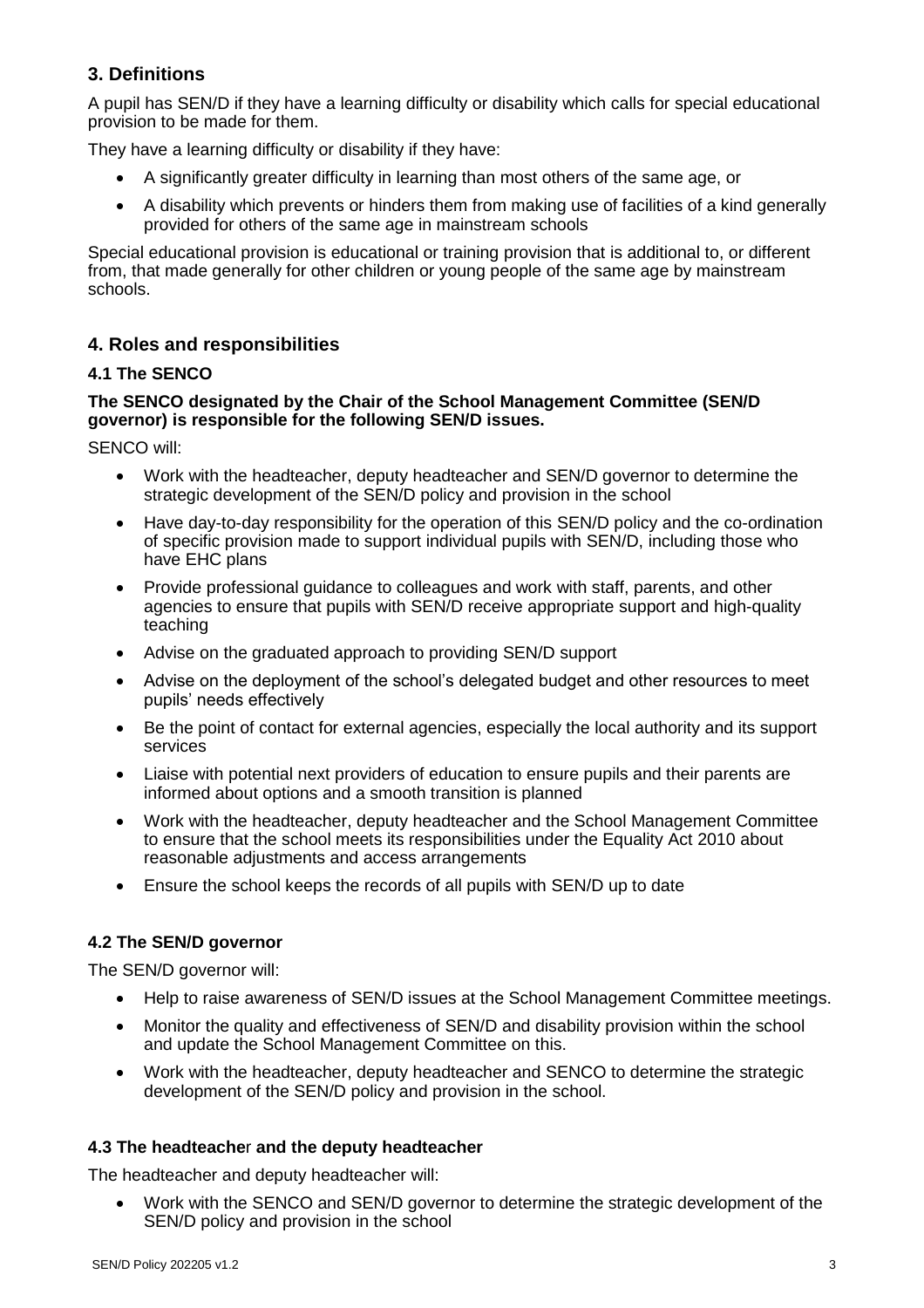## 3. Definitions

A pupil has SEN/D if they have a learning difficulty or disability which calls for special educational provision to be made for them.

They have a learning difficulty or disability if they have:

- A significantly greater difficulty in learning than most others of the same age, or
- A disability which prevents or hinders them from making use of facilities of a kind generally provided for others of the same age in mainstream schools

Special educational provision is educational or training provision that is additional to, or different from, that made generally for other children or young people of the same age by mainstream schools.

## 4. Roles and responsibilities

### 4.1 The SENCO

**The SENCO designated by the Chair of the School Management Committee (SEN/D governor) is responsible for the following SEN/D issues.**

SENCO will:

- Work with the headteacher, deputy headteacher and SEN/D governor to determine the strategic development of the SEN/D policy and provision in the school
- Have day-to-day responsibility for the operation of this SEN/D policy and the co-ordination of specific provision made to support individual pupils with SEN/D, including those who have EHC plans
- Provide professional guidance to colleagues and work with staff, parents, and other agencies to ensure that pupils with SEN/D receive appropriate support and high-quality teaching
- Advise on the graduated approach to providing SEN/D support
- Advise on the deployment of the school's delegated budget and other resources to meet pupils' needs effectively
- Be the point of contact for external agencies, especially the local authority and its support services
- Liaise with potential next providers of education to ensure pupils and their parents are informed about options and a smooth transition is planned
- Work with the headteacher, deputy headteacher and the School Management Committee to ensure that the school meets its responsibilities under the Equality Act 2010 about reasonable adjustments and access arrangements
- Ensure the school keeps the records of all pupils with SEN/D up to date

### 4.2 The SEN/D governor

The SEN/D governor will:

- Help to raise awareness of SEN/D issues at the School Management Committee meetings.
- Monitor the quality and effectiveness of SEN/D and disability provision within the school and update the School Management Committee on this.
- Work with the headteacher, deputy headteacher and SENCO to determine the strategic development of the SEN/D policy and provision in the school.

### 4.3 The headteacher and the deputy headteacher

The headteacher and deputy headteacher will:

- Work with the SENCO and SEN/D governor to determine the strategic development of the SEN/D policy and provision in the school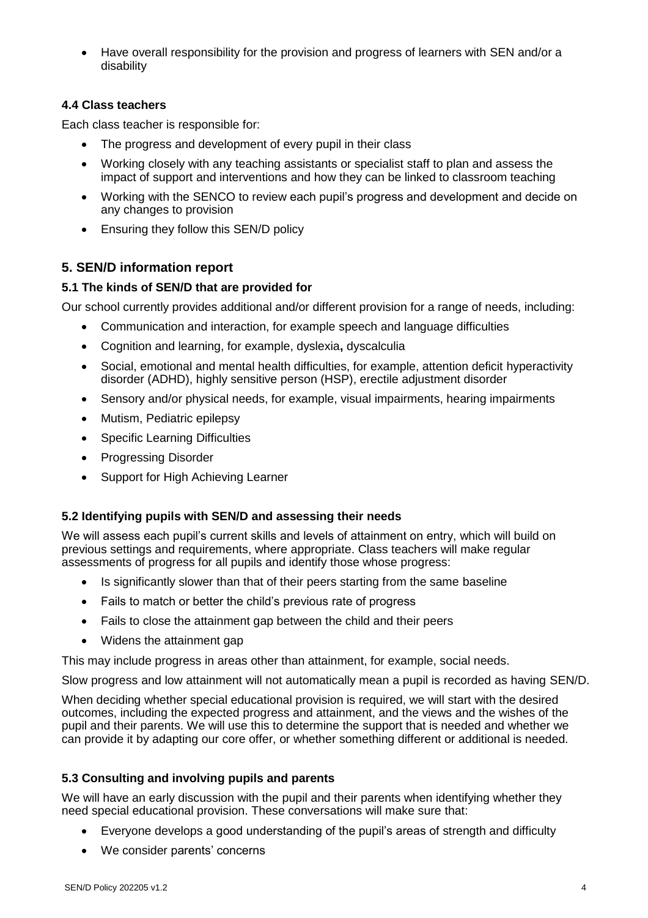- Have overall responsibility for the provision and progress of learners with SEN and/or a disability

### 4.4 Class teachers

Each class teacher is responsible for:

- The progress and development of every pupil in their class
- Working closely with any teaching assistants or specialist staff to plan and assess the impact of support and interventions and how they can be linked to classroom teaching
- Working with the SENCO to review each pupil's progress and development and decide on any changes to provision
- Ensuring they follow this SEN/D policy

## 5. SEN/D information report

### 5.1 The kinds of SEN/D that are provided for

Our school currently provides additional and/or different provision for a range of needs, including:

- Communication and interaction, for example speech and language difficulties
- Cognition and learning, for example, dyslexia**,** dyscalculia
- Social, emotional and mental health difficulties, for example, attention deficit hyperactivity disorder (ADHD), highly sensitive person (HSP), erectile adjustment disorder
- Sensory and/or physical needs, for example, visual impairments, hearing impairments
- Mutism, Pediatric epilepsy
- Specific Learning Difficulties
- Progressing Disorder
- Support for High Achieving Learner

### 5.2 Identifying pupils with SEN/D and assessing their needs

We will assess each pupil's current skills and levels of attainment on entry, which will build on previous settings and requirements, where appropriate. Class teachers will make regular assessments of progress for all pupils and identify those whose progress:

- Is significantly slower than that of their peers starting from the same baseline
- Fails to match or better the child's previous rate of progress
- Fails to close the attainment gap between the child and their peers
- Widens the attainment gap

This may include progress in areas other than attainment, for example, social needs.

Slow progress and low attainment will not automatically mean a pupil is recorded as having SEN/D.

When deciding whether special educational provision is required, we will start with the desired outcomes, including the expected progress and attainment, and the views and the wishes of the pupil and their parents. We will use this to determine the support that is needed and whether we can provide it by adapting our core offer, or whether something different or additional is needed.

### 5.3 Consulting and involving pupils and parents

We will have an early discussion with the pupil and their parents when identifying whether they need special educational provision. These conversations will make sure that:

- Everyone develops a good understanding of the pupil's areas of strength and difficulty
- We consider parents' concerns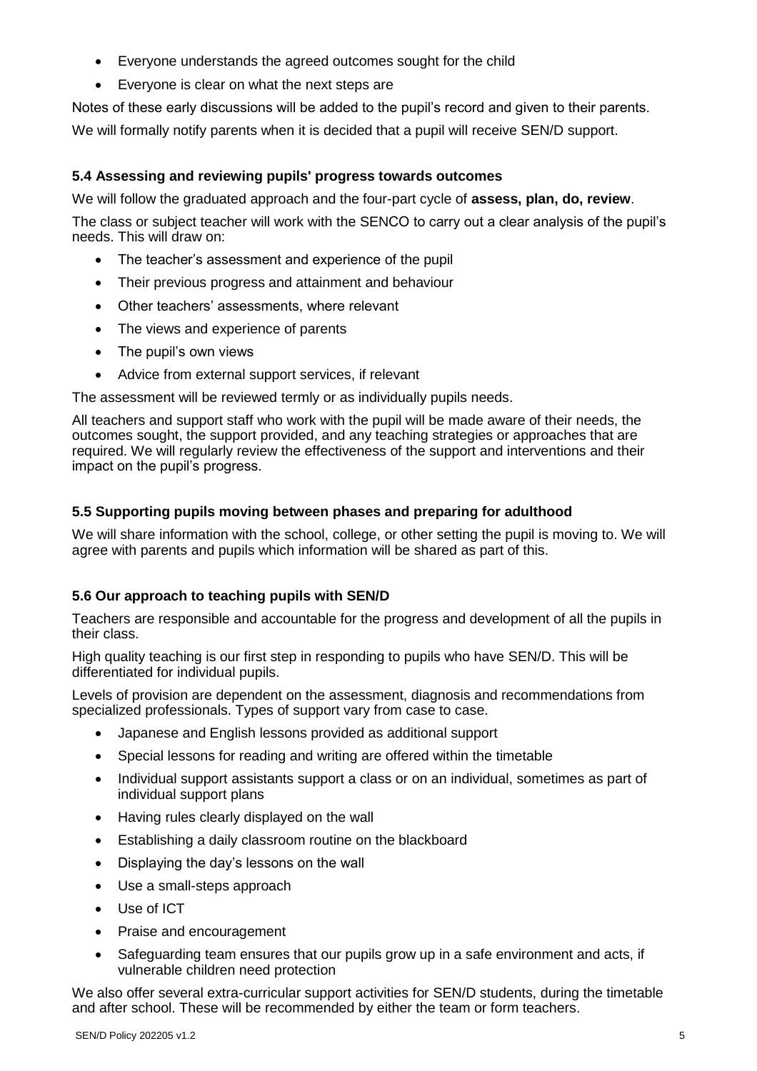- Everyone understands the agreed outcomes sought for the child
- Everyone is clear on what the next steps are

Notes of these early discussions will be added to the pupil's record and given to their parents.

We will formally notify parents when it is decided that a pupil will receive SEN/D support.

### 5.4 Assessing and reviewing pupils' progress towards outcomes

We will follow the graduated approach and the four-part cycle of **assess, plan, do, review**.

The class or subject teacher will work with the SENCO to carry out a clear analysis of the pupil's needs. This will draw on:

- The teacher's assessment and experience of the pupil
- Their previous progress and attainment and behaviour
- Other teachers' assessments, where relevant
- The views and experience of parents
- The pupil's own views
- Advice from external support services, if relevant

The assessment will be reviewed termly or as individually pupils needs.

All teachers and support staff who work with the pupil will be made aware of their needs, the outcomes sought, the support provided, and any teaching strategies or approaches that are required. We will regularly review the effectiveness of the support and interventions and their impact on the pupil's progress.

### 5.5 Supporting pupils moving between phases and preparing for adulthood

We will share information with the school, college, or other setting the pupil is moving to. We will agree with parents and pupils which information will be shared as part of this.

### 5.6 Our approach to teaching pupils with SEN/D

Teachers are responsible and accountable for the progress and development of all the pupils in their class.

High quality teaching is our first step in responding to pupils who have SEN/D. This will be differentiated for individual pupils.

Levels of provision are dependent on the assessment, diagnosis and recommendations from specialized professionals. Types of support vary from case to case.

- Japanese and English lessons provided as additional support
- Special lessons for reading and writing are offered within the timetable
- Individual support assistants support a class or on an individual, sometimes as part of individual support plans
- Having rules clearly displayed on the wall
- Establishing a daily classroom routine on the blackboard
- Displaying the day's lessons on the wall
- Use a small-steps approach
- Use of ICT
- Praise and encouragement
- Safeguarding team ensures that our pupils grow up in a safe environment and acts, if vulnerable children need protection

We also offer several extra-curricular support activities for SEN/D students, during the timetable and after school. These will be recommended by either the team or form teachers.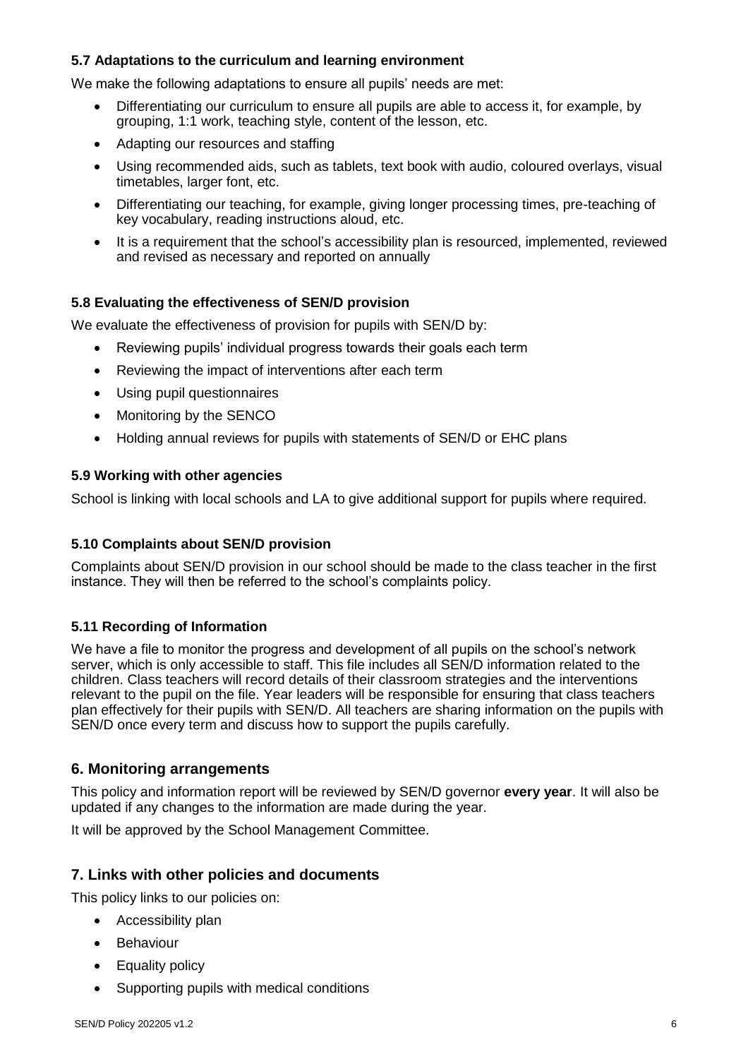### 5.7 Adaptations to the curriculum and learning environment

We make the following adaptations to ensure all pupils' needs are met:

- Differentiating our curriculum to ensure all pupils are able to access it, for example, by grouping, 1:1 work, teaching style, content of the lesson, etc.
- Adapting our resources and staffing
- Using recommended aids, such as tablets, text book with audio, coloured overlays, visual timetables, larger font, etc.
- Differentiating our teaching, for example, giving longer processing times, pre-teaching of key vocabulary, reading instructions aloud, etc.
- It is a requirement that the school's accessibility plan is resourced, implemented, reviewed and revised as necessary and reported on annually

### 5.8 Evaluating the effectiveness of SEN/D provision

We evaluate the effectiveness of provision for pupils with SEN/D by:

- Reviewing pupils' individual progress towards their goals each term
- Reviewing the impact of interventions after each term
- Using pupil questionnaires
- Monitoring by the SENCO
- Holding annual reviews for pupils with statements of SEN/D or EHC plans

### 5.9 Working with other agencies

School is linking with local schools and LA to give additional support for pupils where required.

### 5.10 Complaints about SEN/D provision

Complaints about SEN/D provision in our school should be made to the class teacher in the first instance. They will then be referred to the school's complaints policy.

### 5.11 Recording of Information

We have a file to monitor the progress and development of all pupils on the school's network server, which is only accessible to staff. This file includes all SEN/D information related to the children. Class teachers will record details of their classroom strategies and the interventions relevant to the pupil on the file. Year leaders will be responsible for ensuring that class teachers plan effectively for their pupils with SEN/D. All teachers are sharing information on the pupils with SEN/D once every term and discuss how to support the pupils carefully.

## 6. Monitoring arrangements

This policy and information report will be reviewed by SEN/D governor **every year**. It will also be updated if any changes to the information are made during the year.

It will be approved by the School Management Committee.

## 7. Links with other policies and documents

This policy links to our policies on:

- Accessibility plan
- Behaviour
- Equality policy
- Supporting pupils with medical conditions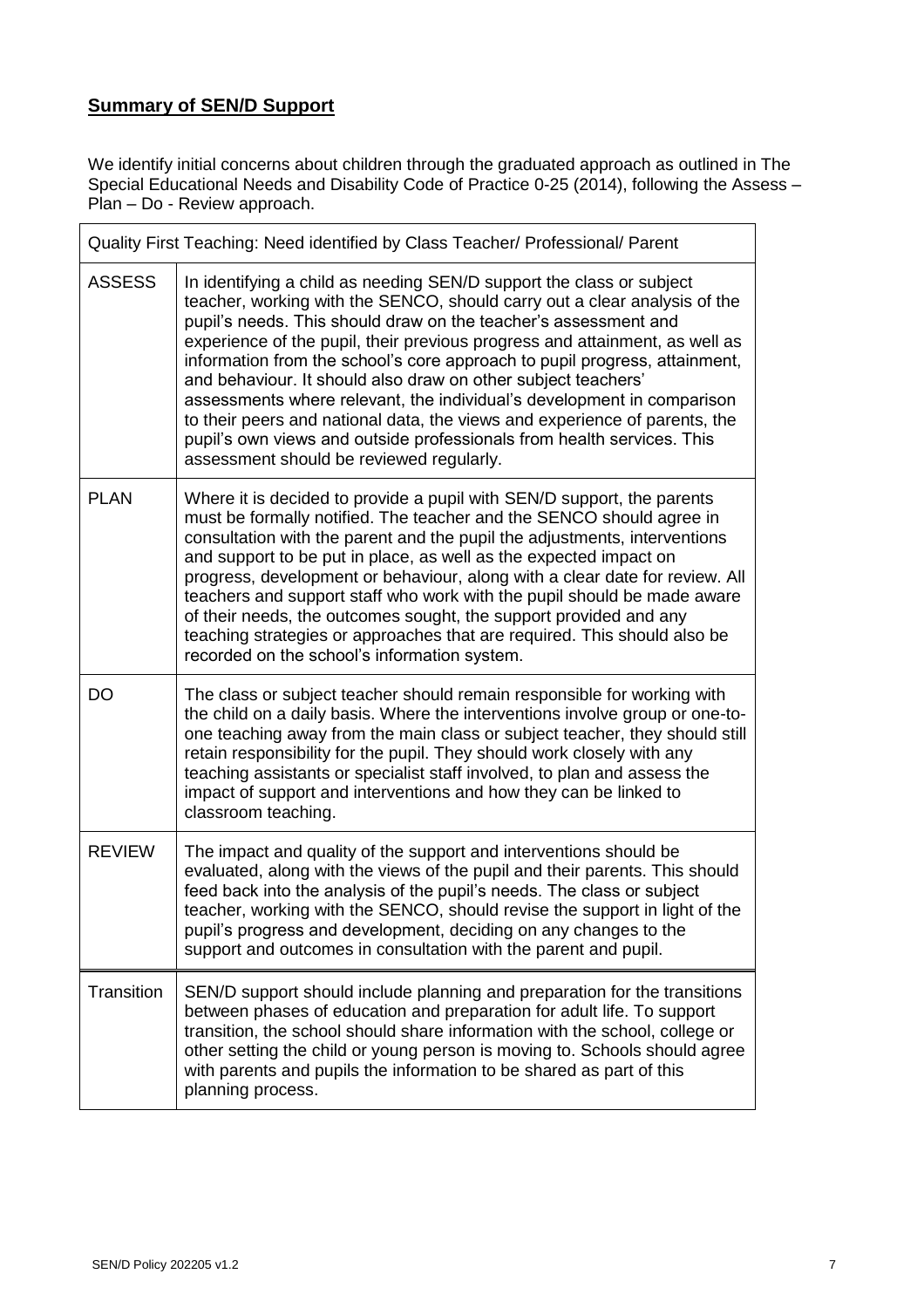## **Summary of SEN/D Support**

We identify initial concerns about children through the graduated approach as outlined in The Special Educational Needs and Disability Code of Practice 0-25 (2014), following the Assess – Plan – Do - Review approach.

| Quality First Teaching: Need identified by Class Teacher/ Professional/ Parent | |
|---|---|
| ASSESS | In identifying a child as needing SEN/D support the class or subject teacher, working with the SENCO, should carry out a clear analysis of the pupil's needs. This should draw on the teacher's assessment and experience of the pupil, their previous progress and attainment, as well as information from the school's core approach to pupil progress, attainment, and behaviour. It should also draw on other subject teachers' assessments where relevant, the individual's development in comparison to their peers and national data, the views and experience of parents, the pupil's own views and outside professionals from health services. This assessment should be reviewed regularly. |
| PLAN | Where it is decided to provide a pupil with SEN/D support, the parents must be formally notified. The teacher and the SENCO should agree in consultation with the parent and the pupil the adjustments, interventions and support to be put in place, as well as the expected impact on progress, development or behaviour, along with a clear date for review. All teachers and support staff who work with the pupil should be made aware of their needs, the outcomes sought, the support provided and any teaching strategies or approaches that are required. This should also be recorded on the school's information system. |
| DO | The class or subject teacher should remain responsible for working with the child on a daily basis. Where the interventions involve group or one-to-one teaching away from the main class or subject teacher, they should still retain responsibility for the pupil. They should work closely with any teaching assistants or specialist staff involved, to plan and assess the impact of support and interventions and how they can be linked to classroom teaching. |
| REVIEW | The impact and quality of the support and interventions should be evaluated, along with the views of the pupil and their parents. This should feed back into the analysis of the pupil's needs. The class or subject teacher, working with the SENCO, should revise the support in light of the pupil's progress and development, deciding on any changes to the support and outcomes in consultation with the parent and pupil. |
| Transition | SEN/D support should include planning and preparation for the transitions between phases of education and preparation for adult life. To support transition, the school should share information with the school, college or other setting the child or young person is moving to. Schools should agree with parents and pupils the information to be shared as part of this planning process. |